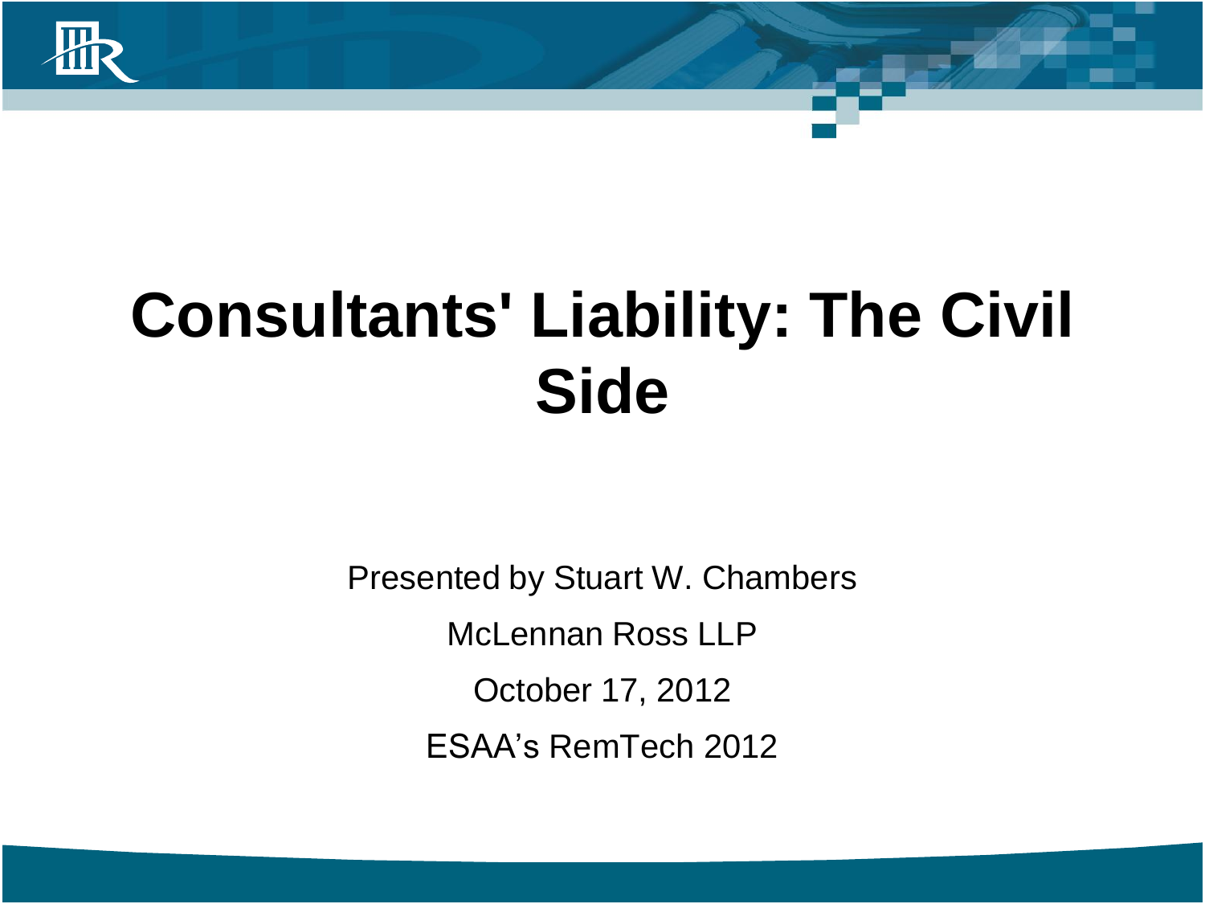# Consultants' Liability: The Civil Side

Presented by Stuart W. Chambers

McLennan Ross LLP

October 17, 2012

ESAA's RemTech 2012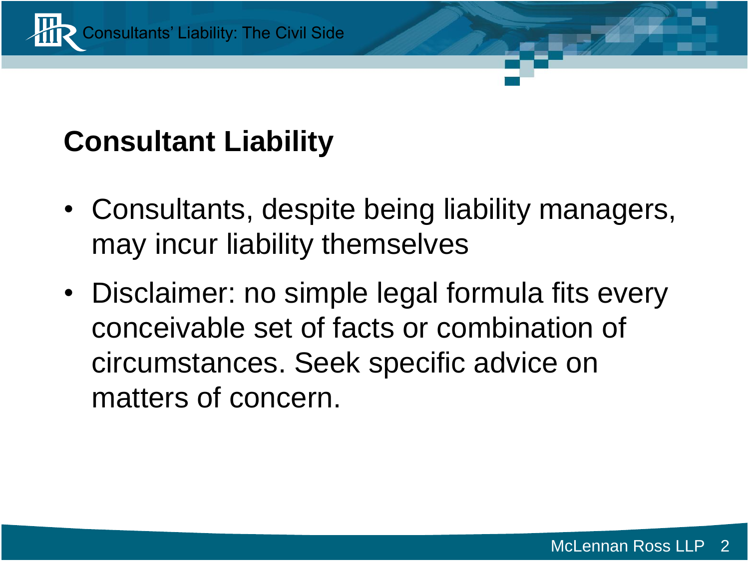## Consultant Liability

- Consultants, despite being liability managers, may incur liability themselves
- Disclaimer: no simple legal formula fits every conceivable set of facts or combination of circumstances. Seek specific advice on matters of concern.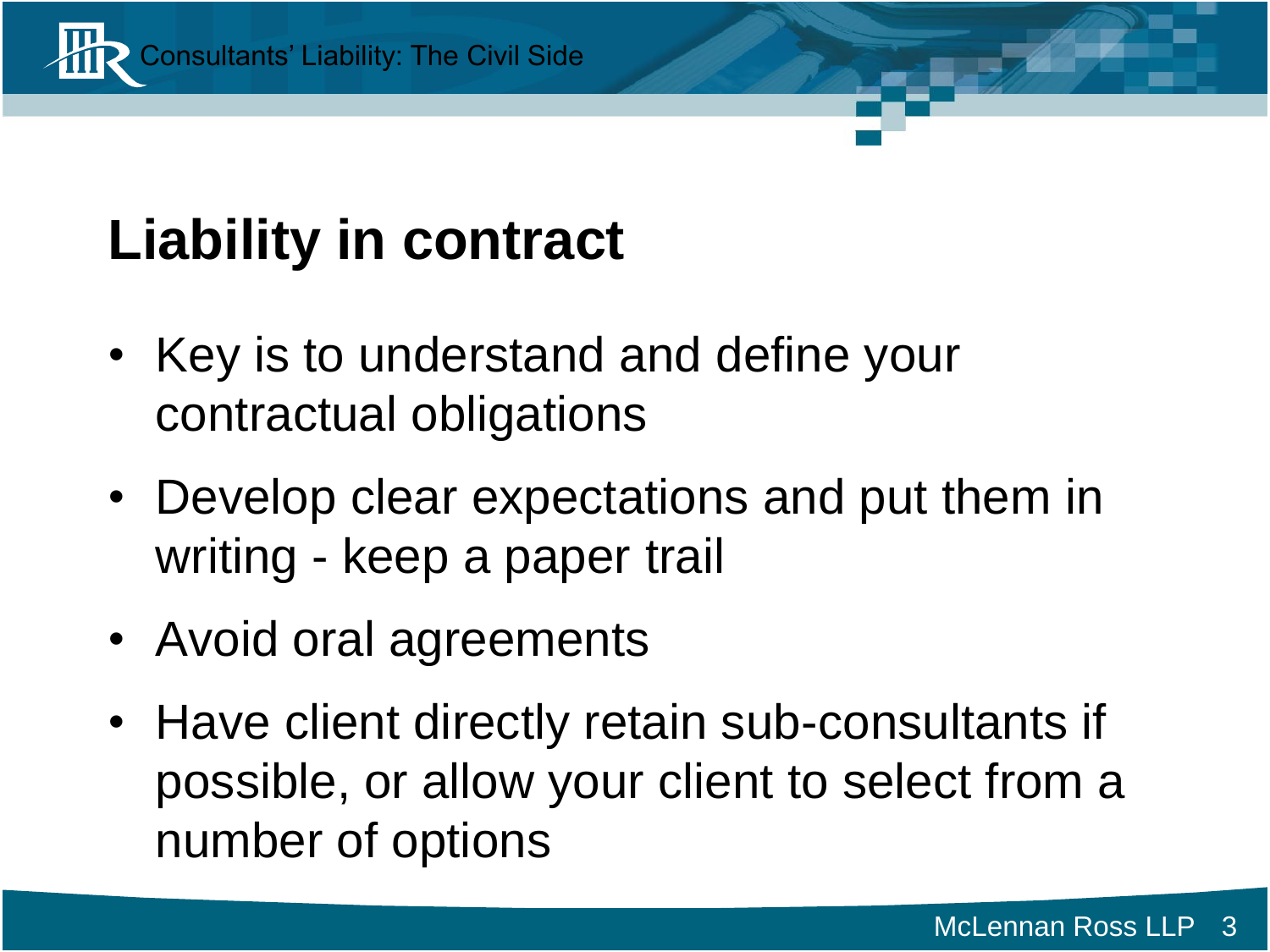# Liability in contract

- Key is to understand and define your contractual obligations
- Develop clear expectations and put them in writing - keep a paper trail
- Avoid oral agreements
- Have client directly retain sub-consultants if possible, or allow your client to select from a number of options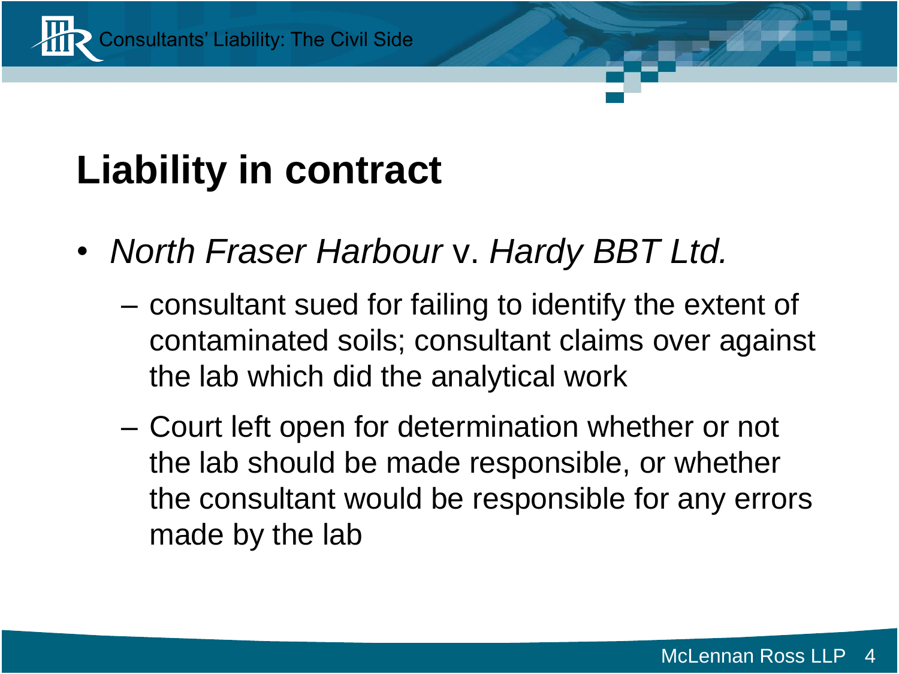# Liability in contract

- *North Fraser Harbour* v. *Hardy BBT Ltd.*
  - consultant sued for failing to identify the extent of contaminated soils; consultant claims over against the lab which did the analytical work
  - Court left open for determination whether or not the lab should be made responsible, or whether the consultant would be responsible for any errors made by the lab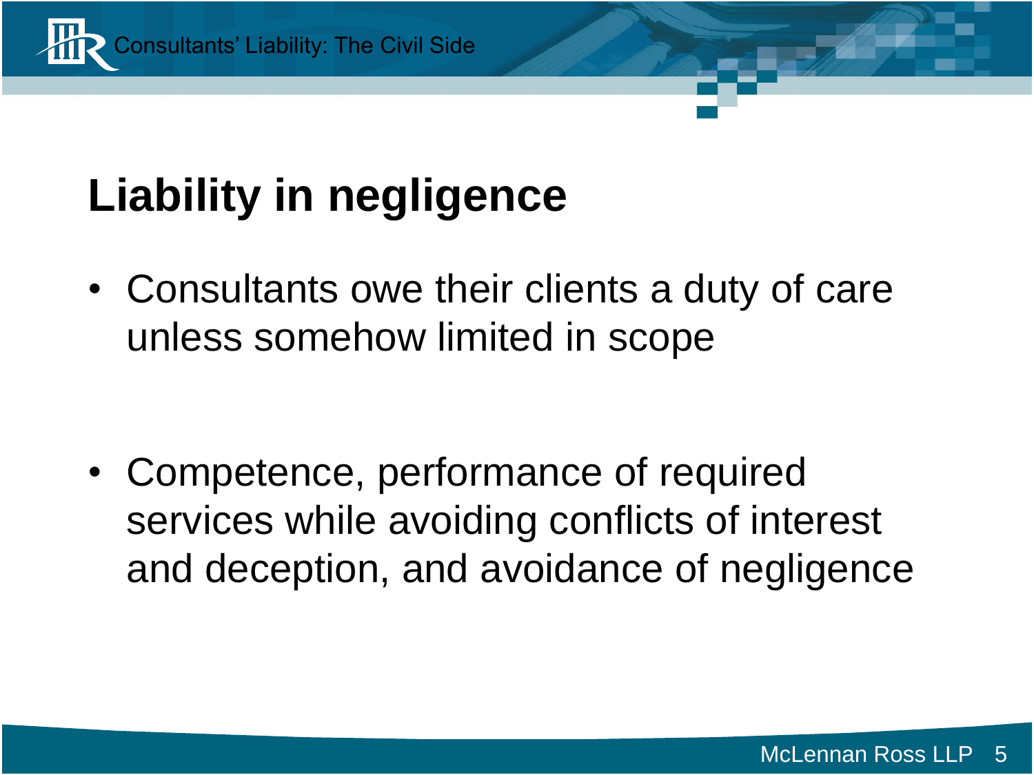# Liability in negligence

- Consultants owe their clients a duty of care unless somehow limited in scope

- Competence, performance of required services while avoiding conflicts of interest and deception, and avoidance of negligence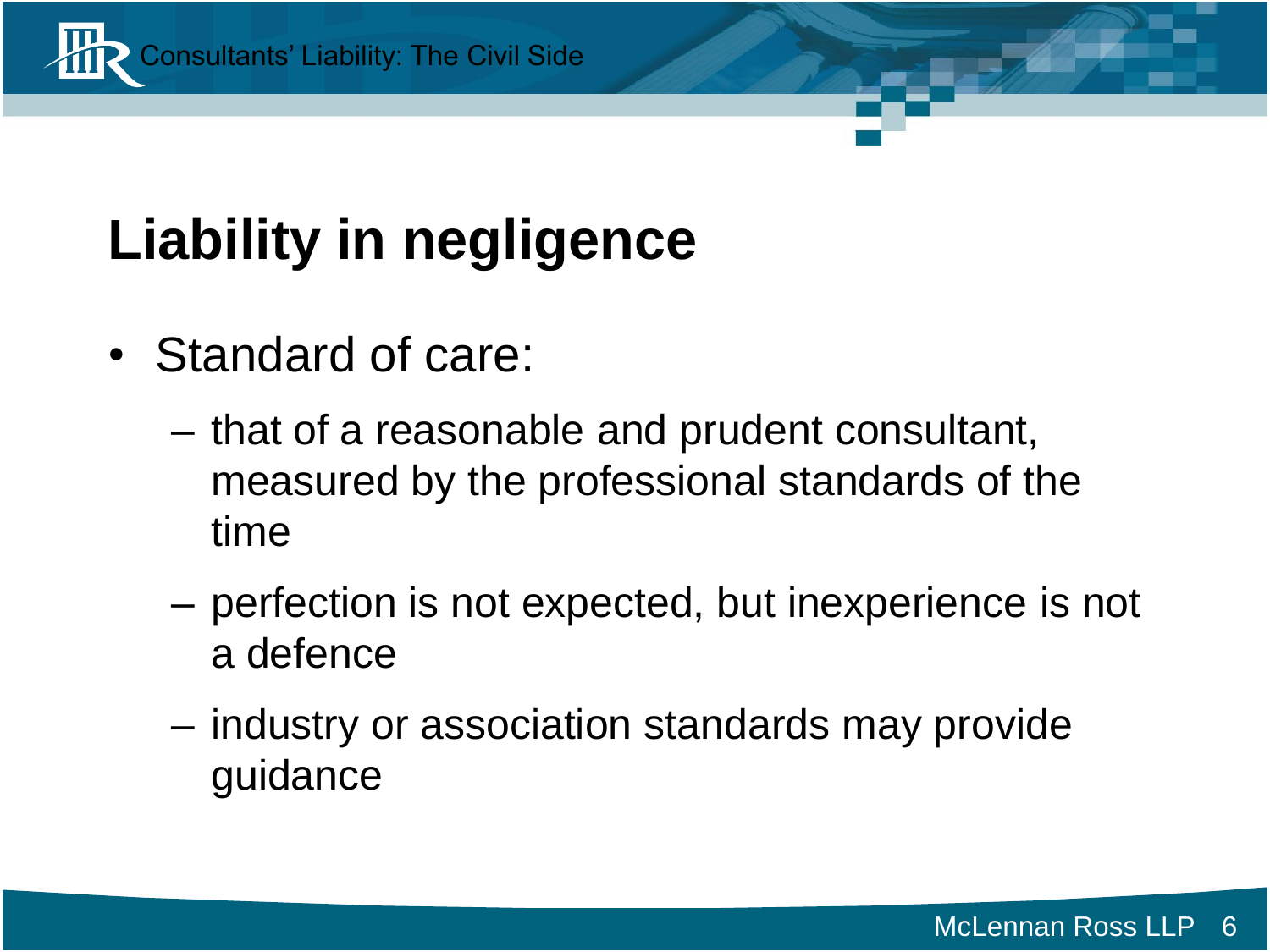# Liability in negligence

- Standard of care:
  - that of a reasonable and prudent consultant, measured by the professional standards of the time
  - perfection is not expected, but inexperience is not a defence
  - industry or association standards may provide guidance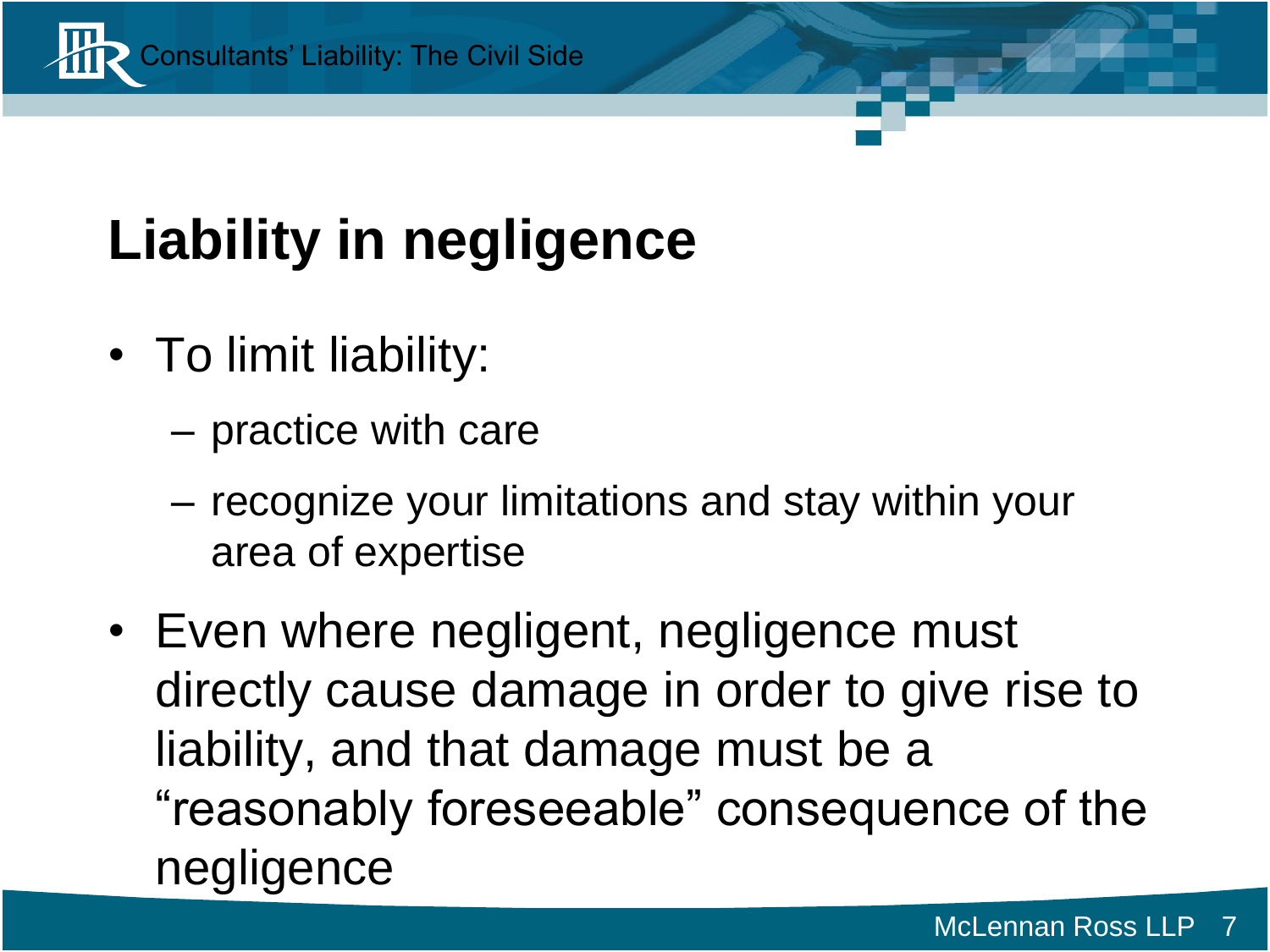# Liability in negligence

- To limit liability:
  - practice with care
  - recognize your limitations and stay within your area of expertise
- Even where negligent, negligence must directly cause damage in order to give rise to liability, and that damage must be a "reasonably foreseeable" consequence of the negligence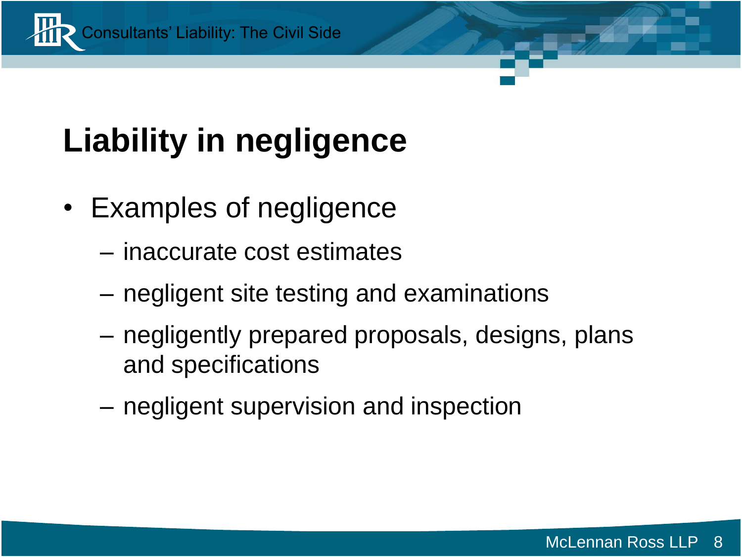# Liability in negligence

- Examples of negligence
  - inaccurate cost estimates
  - negligent site testing and examinations
  - negligently prepared proposals, designs, plans and specifications
  - negligent supervision and inspection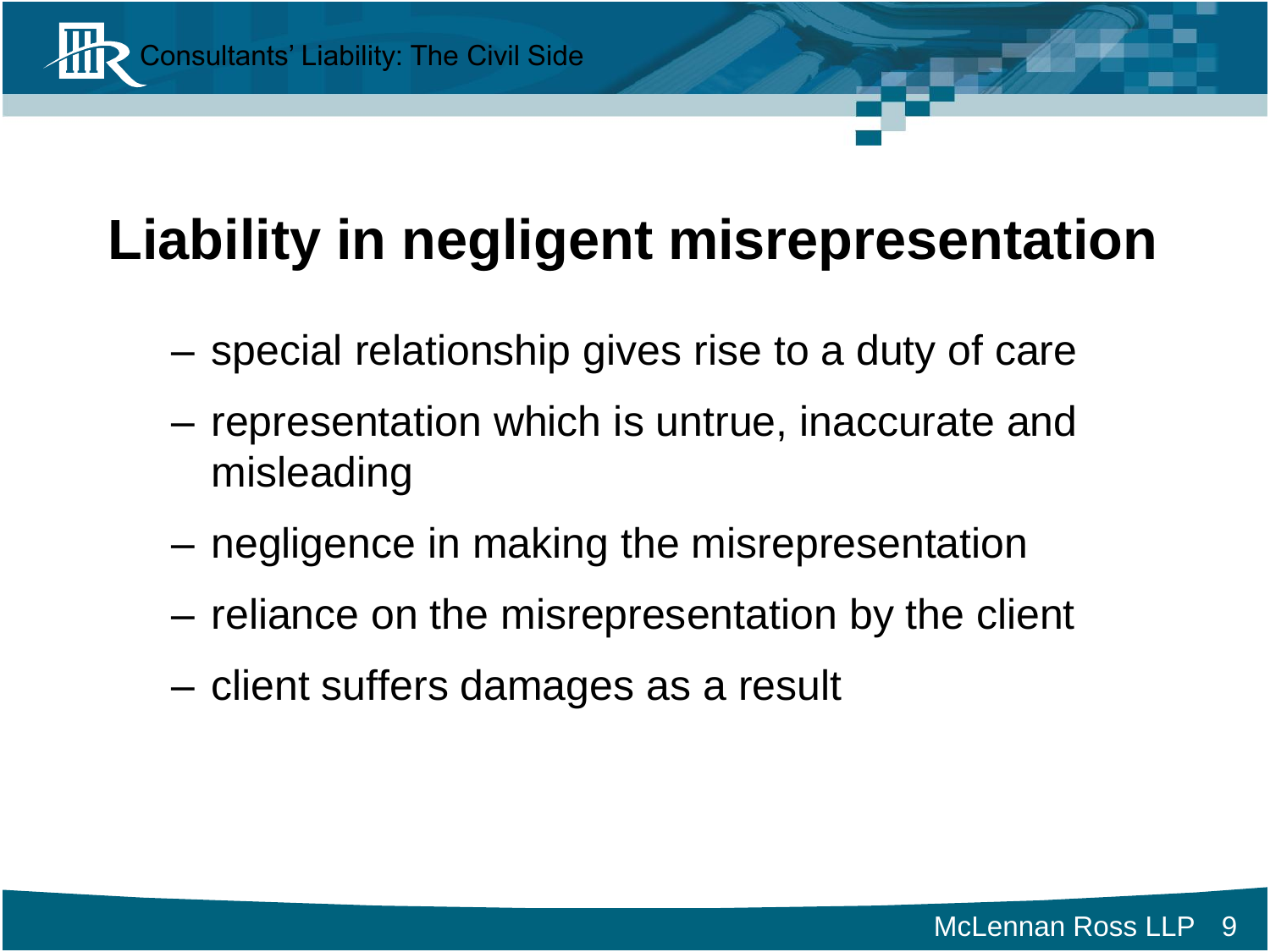# Liability in negligent misrepresentation

- special relationship gives rise to a duty of care
- representation which is untrue, inaccurate and misleading
- negligence in making the misrepresentation
- reliance on the misrepresentation by the client
- client suffers damages as a result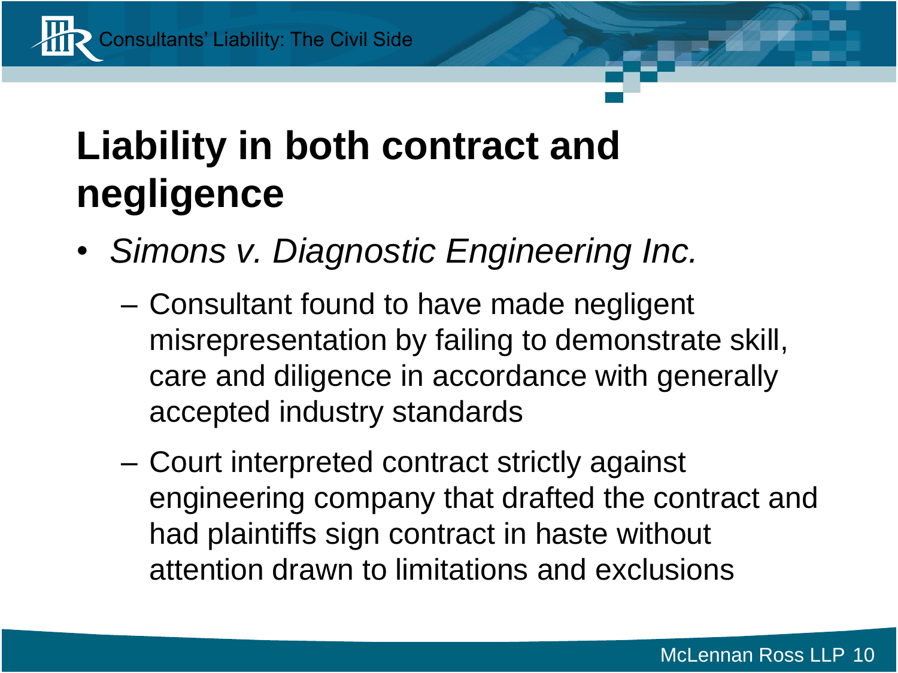# Liability in both contract and negligence

- *Simons v. Diagnostic Engineering Inc.*
  - Consultant found to have made negligent misrepresentation by failing to demonstrate skill, care and diligence in accordance with generally accepted industry standards
  - Court interpreted contract strictly against engineering company that drafted the contract and had plaintiffs sign contract in haste without attention drawn to limitations and exclusions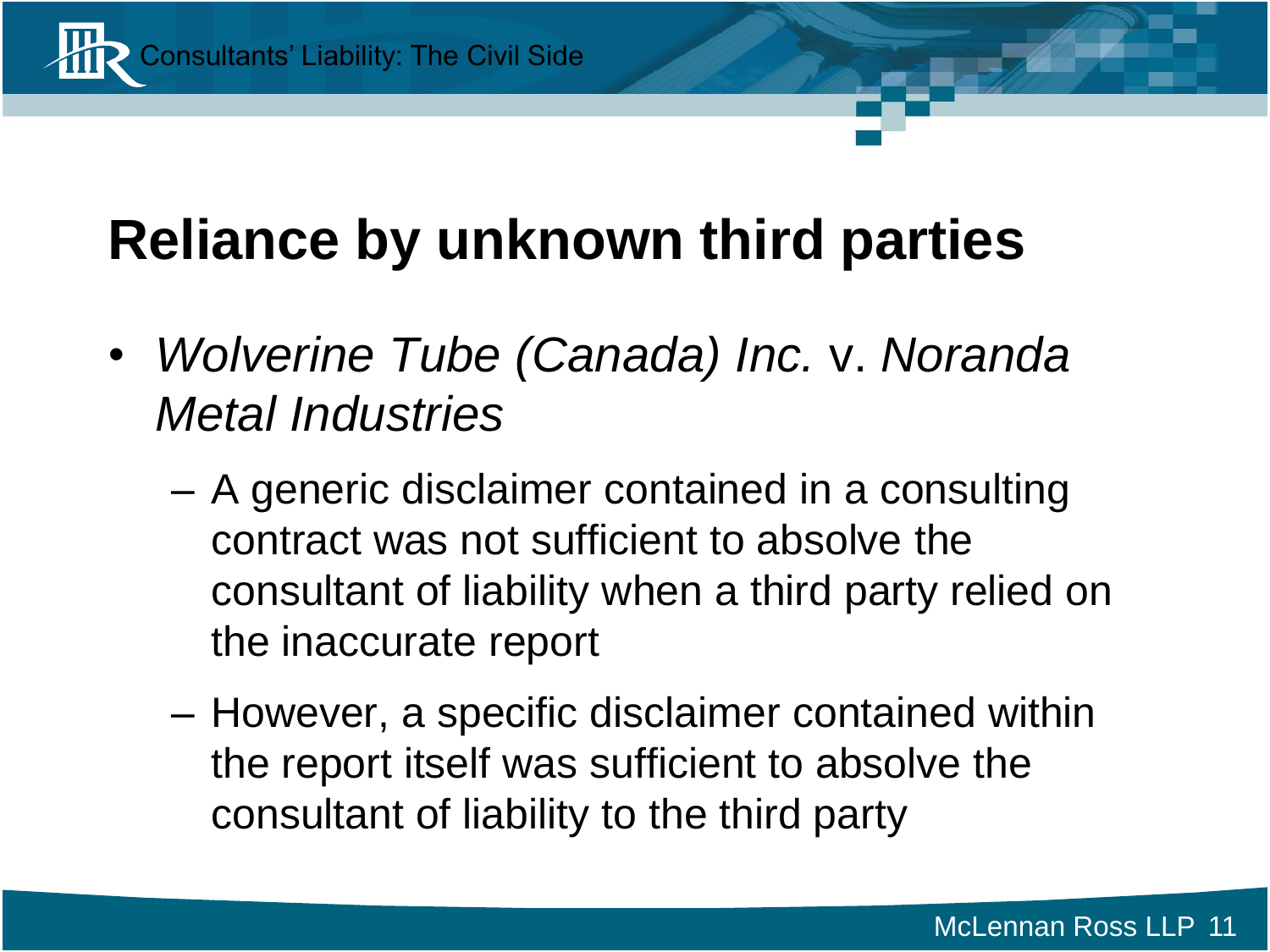# Reliance by unknown third parties

- *Wolverine Tube (Canada) Inc.* v. *Noranda Metal Industries*
  - A generic disclaimer contained in a consulting contract was not sufficient to absolve the consultant of liability when a third party relied on the inaccurate report
  - However, a specific disclaimer contained within the report itself was sufficient to absolve the consultant of liability to the third party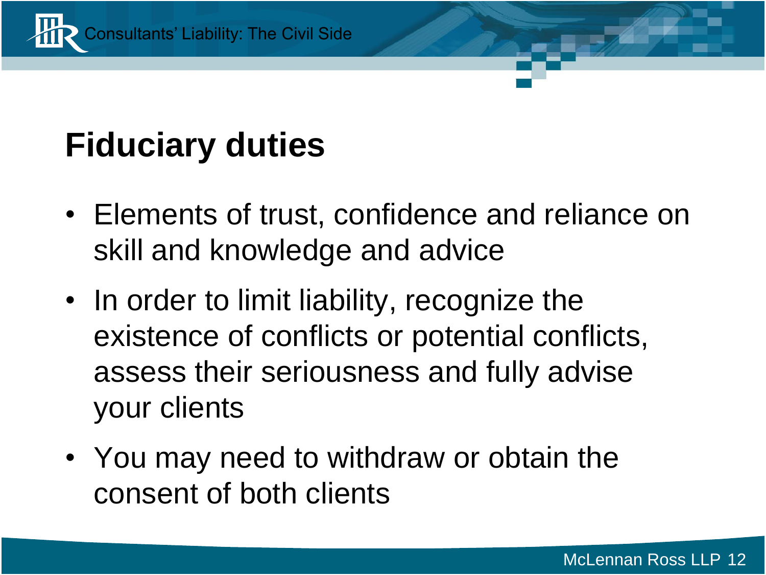# Fiduciary duties

- Elements of trust, confidence and reliance on skill and knowledge and advice
- In order to limit liability, recognize the existence of conflicts or potential conflicts, assess their seriousness and fully advise your clients
- You may need to withdraw or obtain the consent of both clients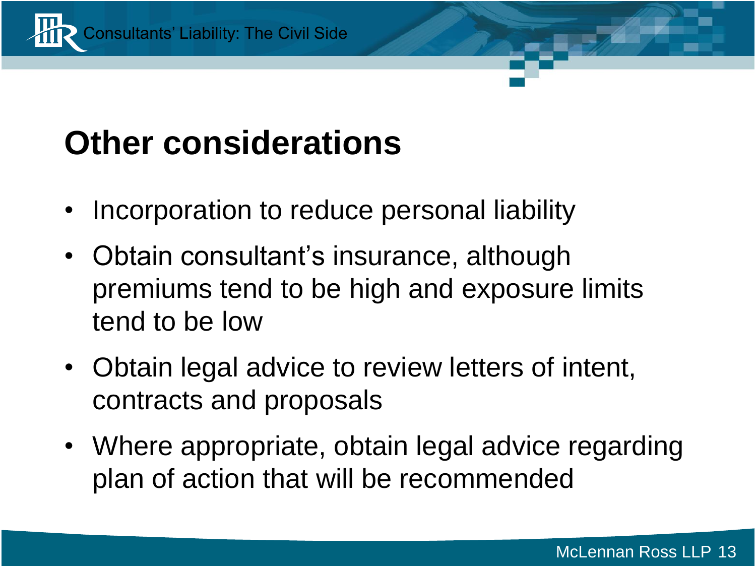# Other considerations

- Incorporation to reduce personal liability
- Obtain consultant's insurance, although premiums tend to be high and exposure limits tend to be low
- Obtain legal advice to review letters of intent, contracts and proposals
- Where appropriate, obtain legal advice regarding plan of action that will be recommended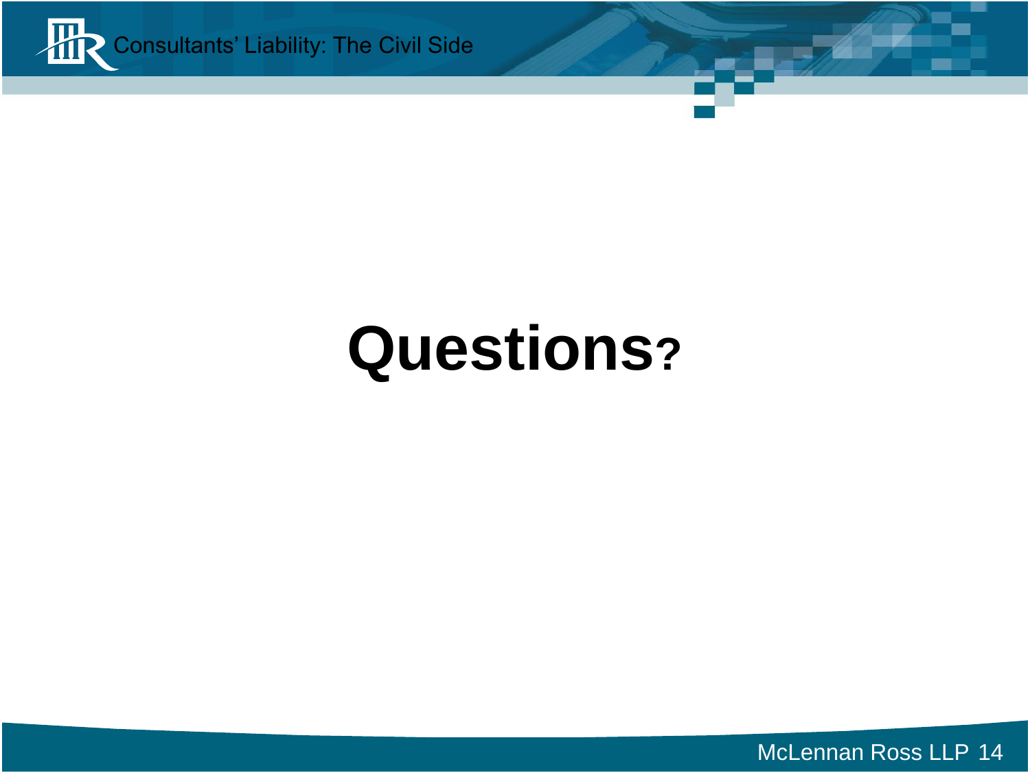# Questions?